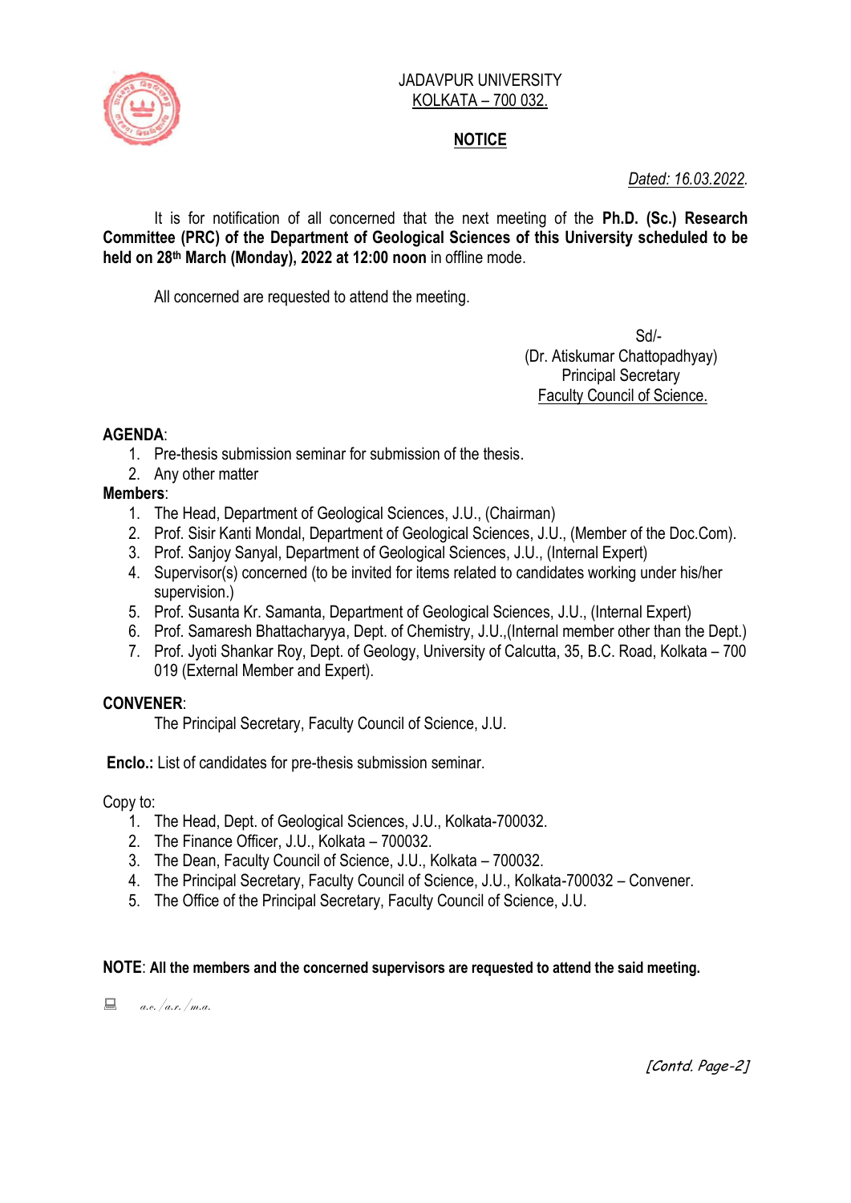JADAVPUR UNIVERSITY
KOLKATA – 700 032.

## NOTICE

*Dated: 16.03.2022.*

It is for notification of all concerned that the next meeting of the **Ph.D. (Sc.) Research Committee (PRC) of the Department of Geological Sciences of this University scheduled to be held on 28th March (Monday), 2022 at 12:00 noon** in offline mode.

All concerned are requested to attend the meeting.

Sd/-
(Dr. Atiskumar Chattopadhyay)
Principal Secretary
Faculty Council of Science.

**AGENDA**:

1. Pre-thesis submission seminar for submission of the thesis.
2. Any other matter

**Members**:

1. The Head, Department of Geological Sciences, J.U., (Chairman)
2. Prof. Sisir Kanti Mondal, Department of Geological Sciences, J.U., (Member of the Doc.Com).
3. Prof. Sanjoy Sanyal, Department of Geological Sciences, J.U., (Internal Expert)
4. Supervisor(s) concerned (to be invited for items related to candidates working under his/her supervision.)
5. Prof. Susanta Kr. Samanta, Department of Geological Sciences, J.U., (Internal Expert)
6. Prof. Samaresh Bhattacharyya, Dept. of Chemistry, J.U.,(Internal member other than the Dept.)
7. Prof. Jyoti Shankar Roy, Dept. of Geology, University of Calcutta, 35, B.C. Road, Kolkata – 700 019 (External Member and Expert).

**CONVENER**:

The Principal Secretary, Faculty Council of Science, J.U.

**Enclo.:** List of candidates for pre-thesis submission seminar.

Copy to:

1. The Head, Dept. of Geological Sciences, J.U., Kolkata-700032.
2. The Finance Officer, J.U., Kolkata – 700032.
3. The Dean, Faculty Council of Science, J.U., Kolkata – 700032.
4. The Principal Secretary, Faculty Council of Science, J.U., Kolkata-700032 – Convener.
5. The Office of the Principal Secretary, Faculty Council of Science, J.U.

**NOTE**: **All the members and the concerned supervisors are requested to attend the said meeting.**

a.c./a.r./m.a.

[Contd. Page-2]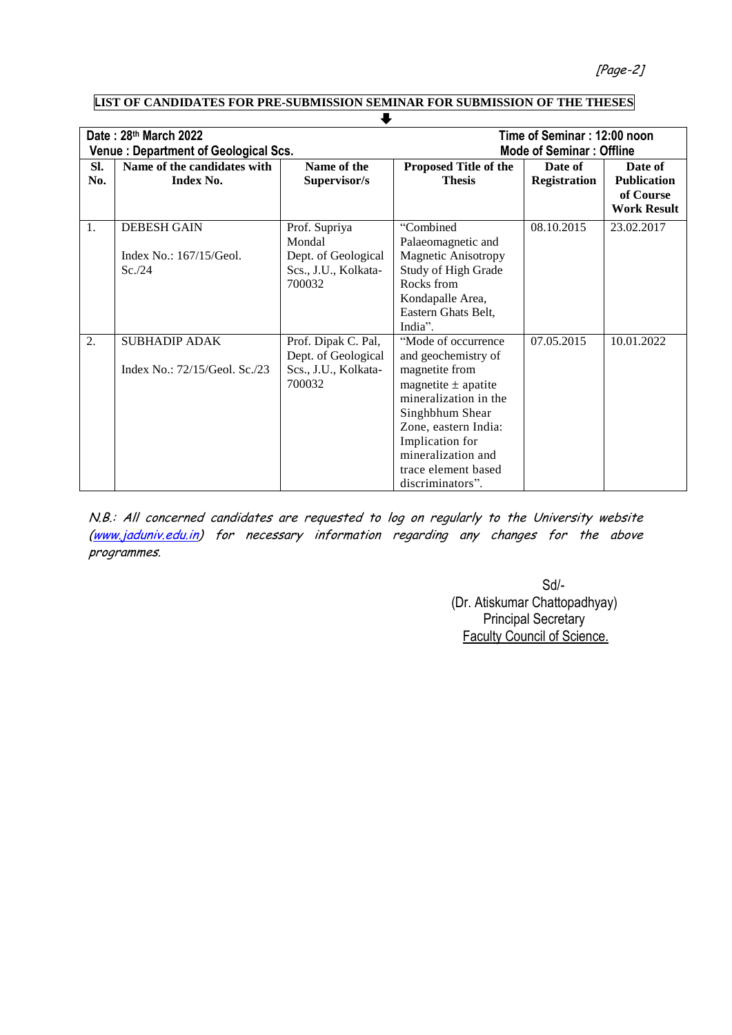**LIST OF CANDIDATES FOR PRE-SUBMISSION SEMINAR FOR SUBMISSION OF THE THESES**

**Date : 28th March 2022** | **Time of Seminar : 12:00 noon**

**Venue : Department of Geological Scs.** | **Mode of Seminar : Offline**

| Sl. No. | Name of the candidates with Index No. | Name of the Supervisor/s | Proposed Title of the Thesis | Date of Registration | Date of Publication of Course Work Result |
|---|---|---|---|---|---|
| 1. | DEBESH GAIN<br><br>Index No.: 167/15/Geol. Sc./24 | Prof. Supriya Mondal<br>Dept. of Geological Scs., J.U., Kolkata-700032 | "Combined Palaeomagnetic and Magnetic Anisotropy Study of High Grade Rocks from Kondapalle Area, Eastern Ghats Belt, India". | 08.10.2015 | 23.02.2017 |
| 2. | SUBHADIP ADAK<br><br>Index No.: 72/15/Geol. Sc./23 | Prof. Dipak C. Pal, Dept. of Geological Scs., J.U., Kolkata-700032 | "Mode of occurrence and geochemistry of magnetite from magnetite $\pm$ apatite mineralization in the Singhbhum Shear Zone, eastern India: Implication for mineralization and trace element based discriminators". | 07.05.2015 | 10.01.2022 |

*N.B.: All concerned candidates are requested to log on regularly to the University website (www.jaduniv.edu.in) for necessary information regarding any changes for the above programmes.*

Sd/-
(Dr. Atiskumar Chattopadhyay)
Principal Secretary
Faculty Council of Science.